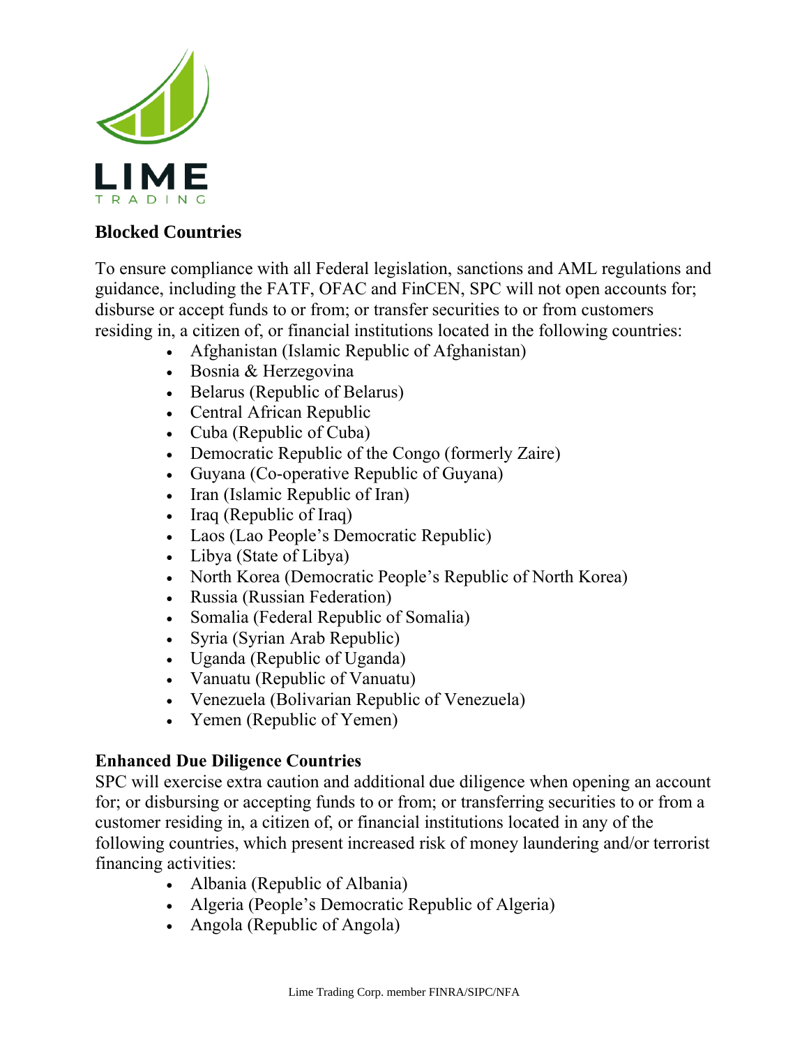LIME
TRADING

## Blocked Countries

To ensure compliance with all Federal legislation, sanctions and AML regulations and guidance, including the FATF, OFAC and FinCEN, SPC will not open accounts for; disburse or accept funds to or from; or transfer securities to or from customers residing in, a citizen of, or financial institutions located in the following countries:

- Afghanistan (Islamic Republic of Afghanistan)
- Bosnia & Herzegovina
- Belarus (Republic of Belarus)
- Central African Republic
- Cuba (Republic of Cuba)
- Democratic Republic of the Congo (formerly Zaire)
- Guyana (Co-operative Republic of Guyana)
- Iran (Islamic Republic of Iran)
- Iraq (Republic of Iraq)
- Laos (Lao People's Democratic Republic)
- Libya (State of Libya)
- North Korea (Democratic People's Republic of North Korea)
- Russia (Russian Federation)
- Somalia (Federal Republic of Somalia)
- Syria (Syrian Arab Republic)
- Uganda (Republic of Uganda)
- Vanuatu (Republic of Vanuatu)
- Venezuela (Bolivarian Republic of Venezuela)
- Yemen (Republic of Yemen)

## Enhanced Due Diligence Countries

SPC will exercise extra caution and additional due diligence when opening an account for; or disbursing or accepting funds to or from; or transferring securities to or from a customer residing in, a citizen of, or financial institutions located in any of the following countries, which present increased risk of money laundering and/or terrorist financing activities:

- Albania (Republic of Albania)
- Algeria (People's Democratic Republic of Algeria)
- Angola (Republic of Angola)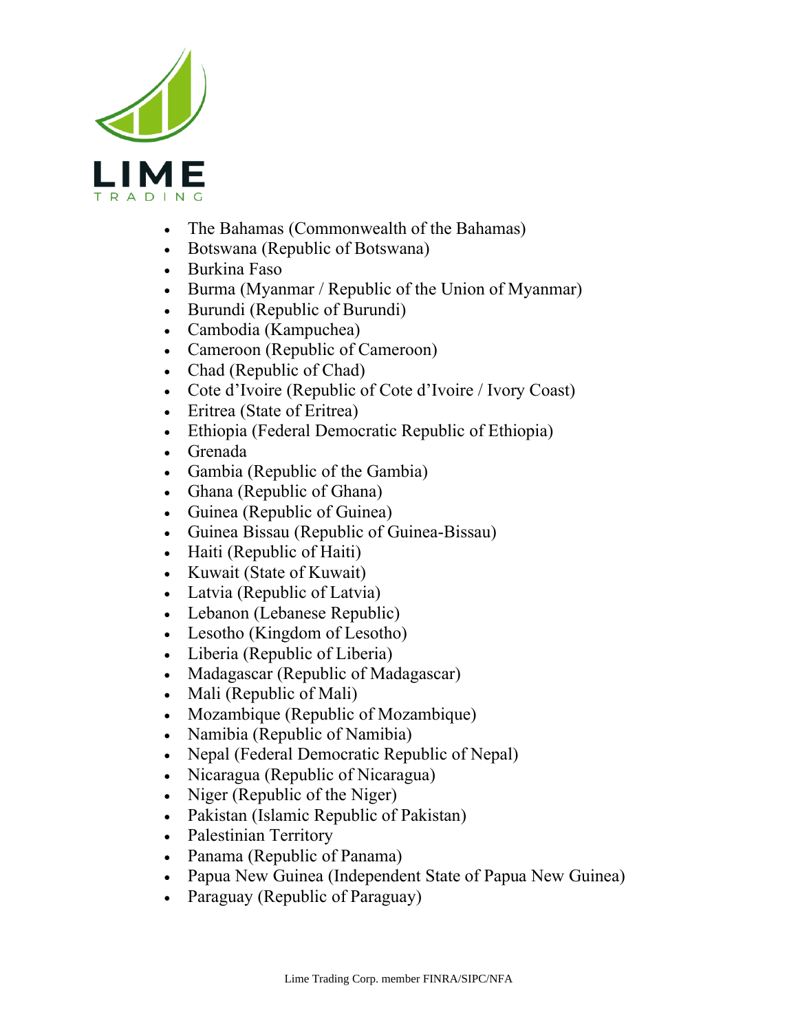- The Bahamas (Commonwealth of the Bahamas)
- Botswana (Republic of Botswana)
- Burkina Faso
- Burma (Myanmar / Republic of the Union of Myanmar)
- Burundi (Republic of Burundi)
- Cambodia (Kampuchea)
- Cameroon (Republic of Cameroon)
- Chad (Republic of Chad)
- Cote d'Ivoire (Republic of Cote d'Ivoire / Ivory Coast)
- Eritrea (State of Eritrea)
- Ethiopia (Federal Democratic Republic of Ethiopia)
- Grenada
- Gambia (Republic of the Gambia)
- Ghana (Republic of Ghana)
- Guinea (Republic of Guinea)
- Guinea Bissau (Republic of Guinea-Bissau)
- Haiti (Republic of Haiti)
- Kuwait (State of Kuwait)
- Latvia (Republic of Latvia)
- Lebanon (Lebanese Republic)
- Lesotho (Kingdom of Lesotho)
- Liberia (Republic of Liberia)
- Madagascar (Republic of Madagascar)
- Mali (Republic of Mali)
- Mozambique (Republic of Mozambique)
- Namibia (Republic of Namibia)
- Nepal (Federal Democratic Republic of Nepal)
- Nicaragua (Republic of Nicaragua)
- Niger (Republic of the Niger)
- Pakistan (Islamic Republic of Pakistan)
- Palestinian Territory
- Panama (Republic of Panama)
- Papua New Guinea (Independent State of Papua New Guinea)
- Paraguay (Republic of Paraguay)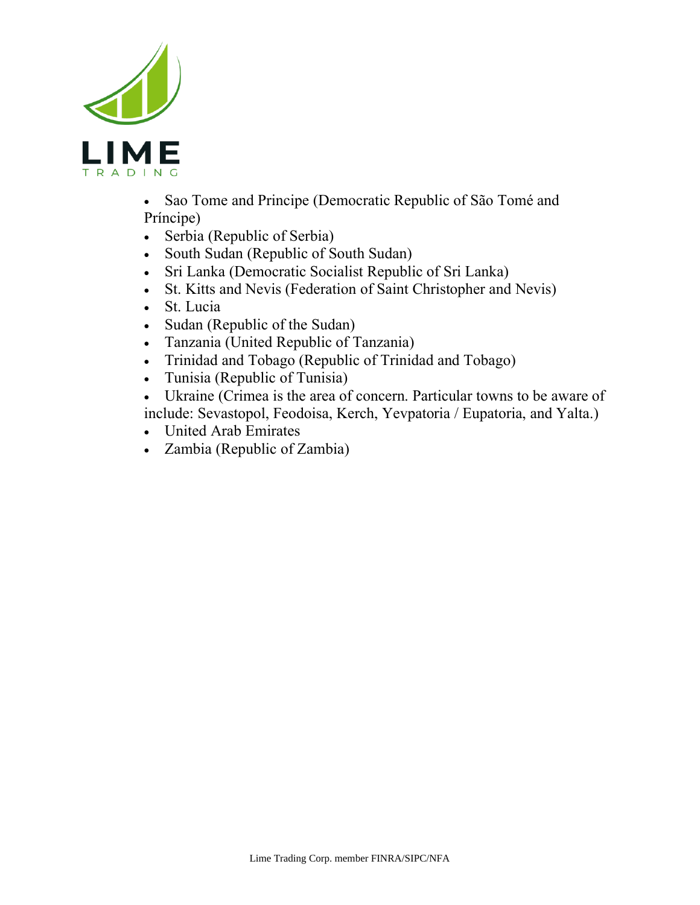- Sao Tome and Principe (Democratic Republic of São Tomé and Príncipe)
- Serbia (Republic of Serbia)
- South Sudan (Republic of South Sudan)
- Sri Lanka (Democratic Socialist Republic of Sri Lanka)
- St. Kitts and Nevis (Federation of Saint Christopher and Nevis)
- St. Lucia
- Sudan (Republic of the Sudan)
- Tanzania (United Republic of Tanzania)
- Trinidad and Tobago (Republic of Trinidad and Tobago)
- Tunisia (Republic of Tunisia)
- Ukraine (Crimea is the area of concern. Particular towns to be aware of include: Sevastopol, Feodoisa, Kerch, Yevpatoria / Eupatoria, and Yalta.)
- United Arab Emirates
- Zambia (Republic of Zambia)